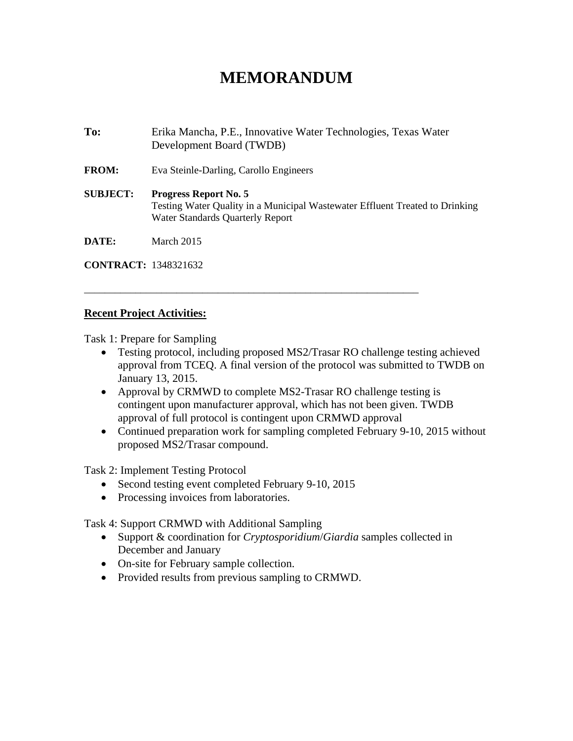# MEMORANDUM

**To:** Erika Mancha, P.E., Innovative Water Technologies, Texas Water Development Board (TWDB)

**FROM:** Eva Steinle-Darling, Carollo Engineers

**SUBJECT:** **Progress Report No. 5**
Testing Water Quality in a Municipal Wastewater Effluent Treated to Drinking Water Standards Quarterly Report

**DATE:** March 2015

**CONTRACT:** 1348321632

---

**Recent Project Activities:**

Task 1: Prepare for Sampling

- Testing protocol, including proposed MS2/Trasar RO challenge testing achieved approval from TCEQ. A final version of the protocol was submitted to TWDB on January 13, 2015.
- Approval by CRMWD to complete MS2-Trasar RO challenge testing is contingent upon manufacturer approval, which has not been given. TWDB approval of full protocol is contingent upon CRMWD approval
- Continued preparation work for sampling completed February 9-10, 2015 without proposed MS2/Trasar compound.

Task 2: Implement Testing Protocol

- Second testing event completed February 9-10, 2015
- Processing invoices from laboratories.

Task 4: Support CRMWD with Additional Sampling

- Support & coordination for *Cryptosporidium*/*Giardia* samples collected in December and January
- On-site for February sample collection.
- Provided results from previous sampling to CRMWD.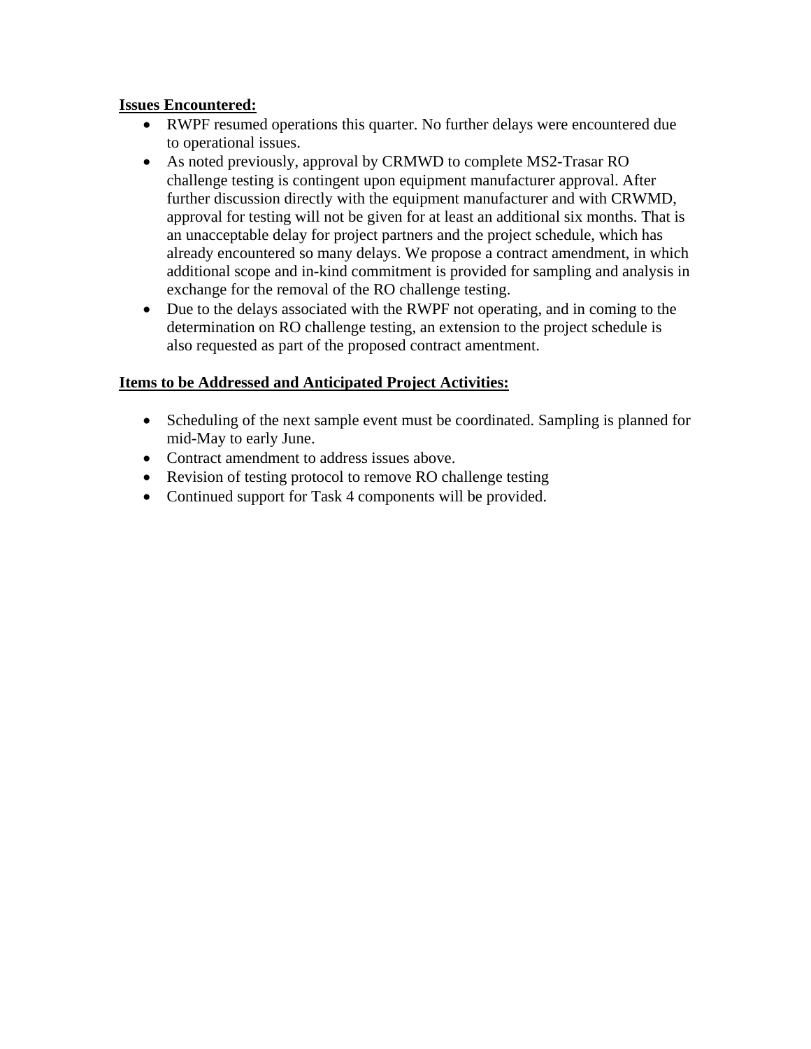**Issues Encountered:**

- RWPF resumed operations this quarter. No further delays were encountered due to operational issues.
- As noted previously, approval by CRMWD to complete MS2-Trasar RO challenge testing is contingent upon equipment manufacturer approval. After further discussion directly with the equipment manufacturer and with CRWMD, approval for testing will not be given for at least an additional six months. That is an unacceptable delay for project partners and the project schedule, which has already encountered so many delays. We propose a contract amendment, in which additional scope and in-kind commitment is provided for sampling and analysis in exchange for the removal of the RO challenge testing.
- Due to the delays associated with the RWPF not operating, and in coming to the determination on RO challenge testing, an extension to the project schedule is also requested as part of the proposed contract amentment.

**Items to be Addressed and Anticipated Project Activities:**

- Scheduling of the next sample event must be coordinated. Sampling is planned for mid-May to early June.
- Contract amendment to address issues above.
- Revision of testing protocol to remove RO challenge testing
- Continued support for Task 4 components will be provided.